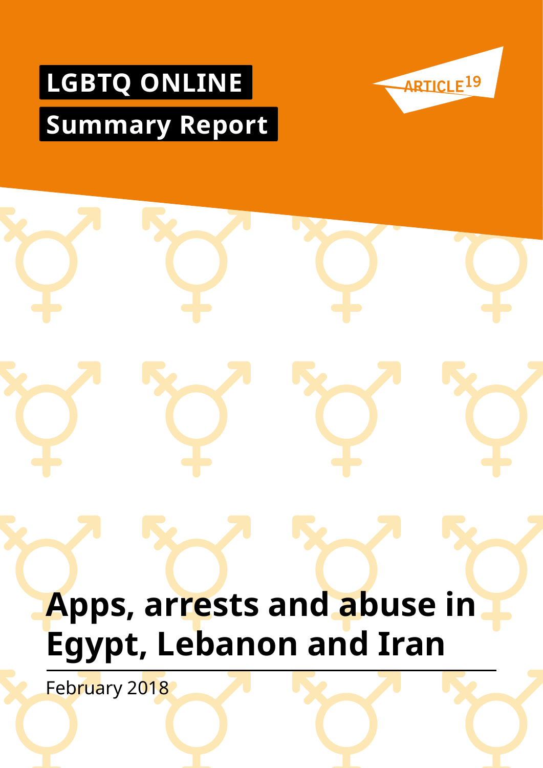LGBTQ ONLINE

Summary Report

ARTICLE 19

# Apps, arrests and abuse in Egypt, Lebanon and Iran

February 2018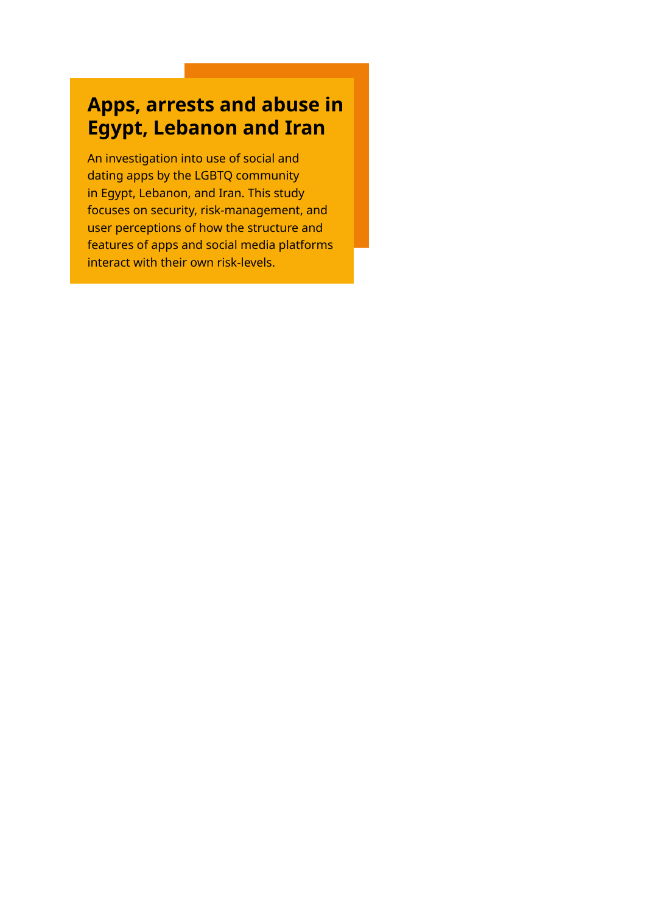# Apps, arrests and abuse in Egypt, Lebanon and Iran

An investigation into use of social and dating apps by the LGBTQ community in Egypt, Lebanon, and Iran. This study focuses on security, risk-management, and user perceptions of how the structure and features of apps and social media platforms interact with their own risk-levels.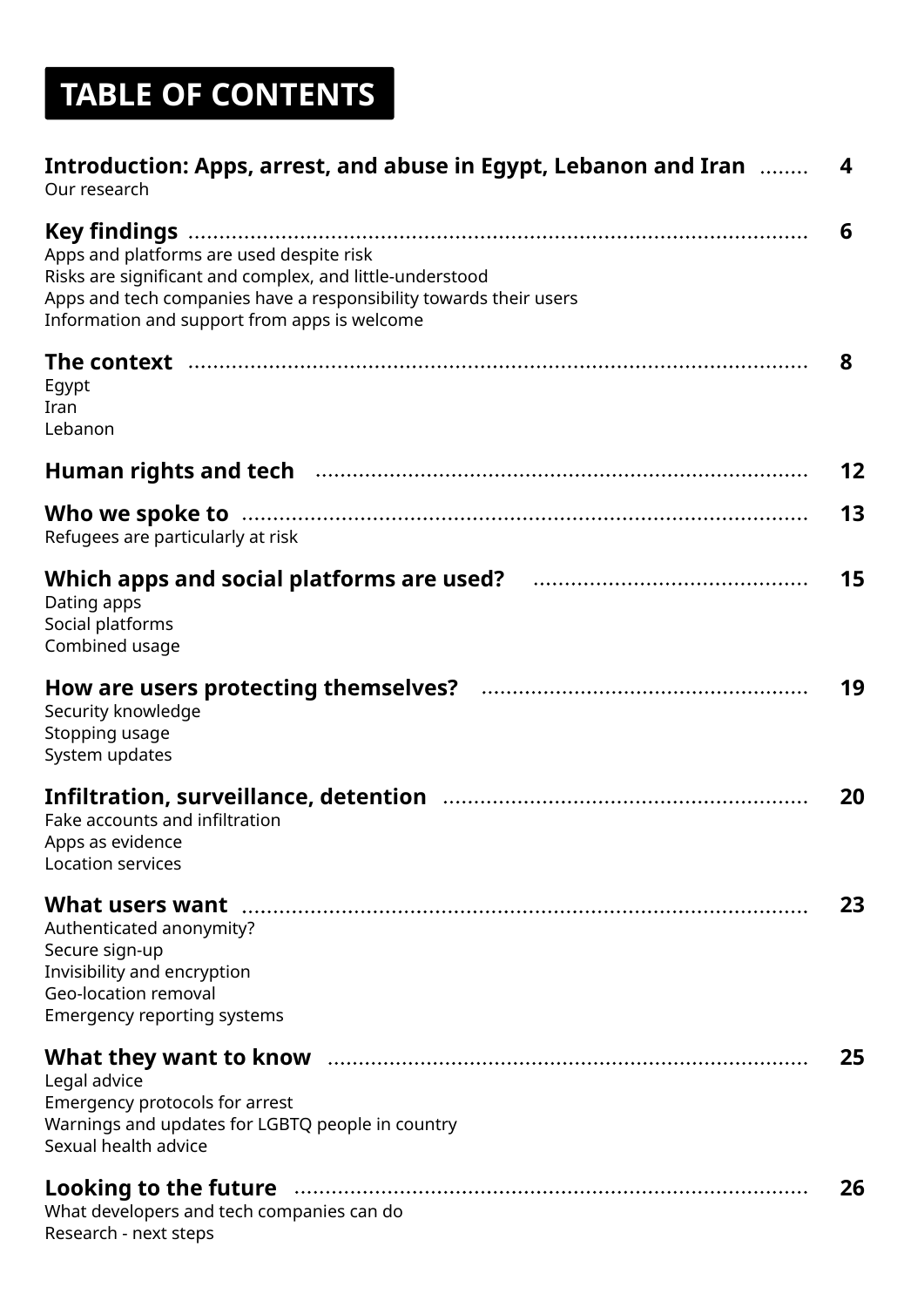# TABLE OF CONTENTS

**Introduction: Apps, arrest, and abuse in Egypt, Lebanon and Iran** ........ 4
Our research

**Key findings** ........ 6
Apps and platforms are used despite risk
Risks are significant and complex, and little-understood
Apps and tech companies have a responsibility towards their users
Information and support from apps is welcome

**The context** ........ 8
Egypt
Iran
Lebanon

**Human rights and tech** ........ 12

**Who we spoke to** ........ 13
Refugees are particularly at risk

**Which apps and social platforms are used?** ........ 15
Dating apps
Social platforms
Combined usage

**How are users protecting themselves?** ........ 19
Security knowledge
Stopping usage
System updates

**Infiltration, surveillance, detention** ........ 20
Fake accounts and infiltration
Apps as evidence
Location services

**What users want** ........ 23
Authenticated anonymity?
Secure sign-up
Invisibility and encryption
Geo-location removal
Emergency reporting systems

**What they want to know** ........ 25
Legal advice
Emergency protocols for arrest
Warnings and updates for LGBTQ people in country
Sexual health advice

**Looking to the future** ........ 26
What developers and tech companies can do
Research - next steps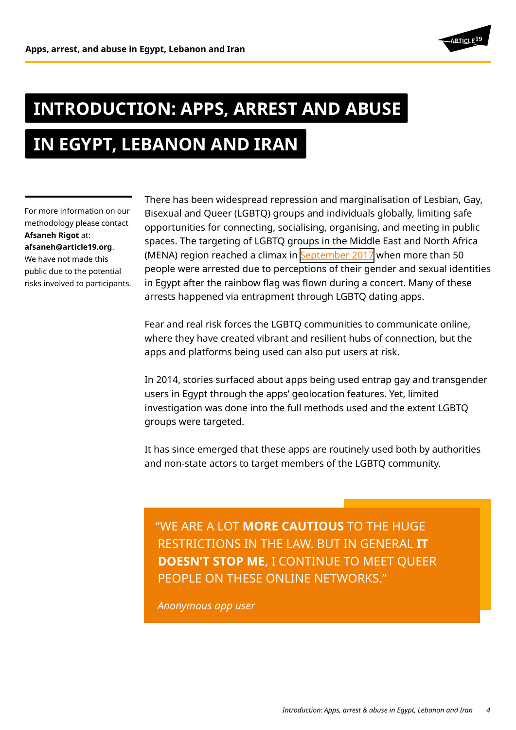# INTRODUCTION: APPS, ARREST AND ABUSE IN EGYPT, LEBANON AND IRAN

For more information on our methodology please contact **Afsaneh Rigot** at: **afsaneh@article19.org**. We have not made this public due to the potential risks involved to participants.

There has been widespread repression and marginalisation of Lesbian, Gay, Bisexual and Queer (LGBTQ) groups and individuals globally, limiting safe opportunities for connecting, socialising, organising, and meeting in public spaces. The targeting of LGBTQ groups in the Middle East and North Africa (MENA) region reached a climax in September 2017 when more than 50 people were arrested due to perceptions of their gender and sexual identities in Egypt after the rainbow flag was flown during a concert. Many of these arrests happened via entrapment through LGBTQ dating apps.

Fear and real risk forces the LGBTQ communities to communicate online, where they have created vibrant and resilient hubs of connection, but the apps and platforms being used can also put users at risk.

In 2014, stories surfaced about apps being used entrap gay and transgender users in Egypt through the apps' geolocation features. Yet, limited investigation was done into the full methods used and the extent LGBTQ groups were targeted.

It has since emerged that these apps are routinely used both by authorities and non-state actors to target members of the LGBTQ community.

> "WE ARE A LOT **MORE CAUTIOUS** TO THE HUGE RESTRICTIONS IN THE LAW. BUT IN GENERAL **IT DOESN'T STOP ME**, I CONTINUE TO MEET QUEER PEOPLE ON THESE ONLINE NETWORKS."
>
> *Anonymous app user*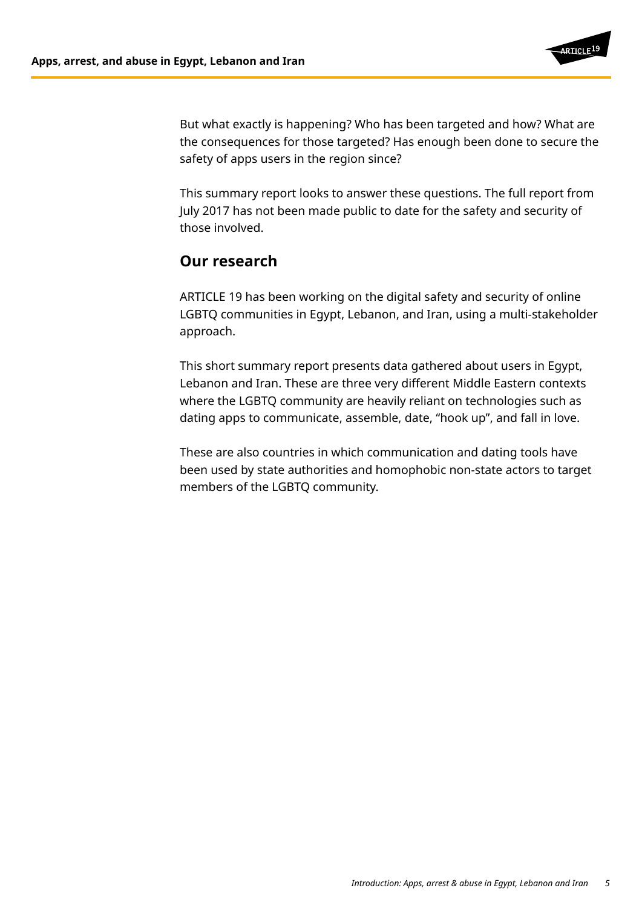But what exactly is happening? Who has been targeted and how? What are the consequences for those targeted? Has enough been done to secure the safety of apps users in the region since?

This summary report looks to answer these questions. The full report from July 2017 has not been made public to date for the safety and security of those involved.

## Our research

ARTICLE 19 has been working on the digital safety and security of online LGBTQ communities in Egypt, Lebanon, and Iran, using a multi-stakeholder approach.

This short summary report presents data gathered about users in Egypt, Lebanon and Iran. These are three very different Middle Eastern contexts where the LGBTQ community are heavily reliant on technologies such as dating apps to communicate, assemble, date, "hook up", and fall in love.

These are also countries in which communication and dating tools have been used by state authorities and homophobic non-state actors to target members of the LGBTQ community.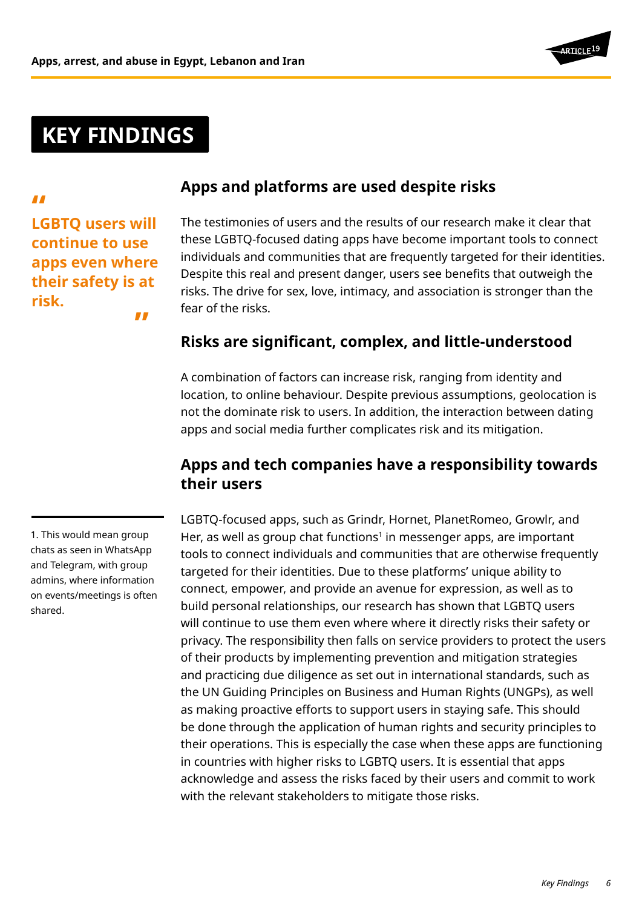# KEY FINDINGS

> "LGBTQ users will continue to use apps even where their safety is at risk."

## Apps and platforms are used despite risks

The testimonies of users and the results of our research make it clear that these LGBTQ-focused dating apps have become important tools to connect individuals and communities that are frequently targeted for their identities. Despite this real and present danger, users see benefits that outweigh the risks. The drive for sex, love, intimacy, and association is stronger than the fear of the risks.

## Risks are significant, complex, and little-understood

A combination of factors can increase risk, ranging from identity and location, to online behaviour. Despite previous assumptions, geolocation is not the dominate risk to users. In addition, the interaction between dating apps and social media further complicates risk and its mitigation.

## Apps and tech companies have a responsibility towards their users

LGBTQ-focused apps, such as Grindr, Hornet, PlanetRomeo, Growlr, and Her, as well as group chat functions[1] in messenger apps, are important tools to connect individuals and communities that are otherwise frequently targeted for their identities. Due to these platforms' unique ability to connect, empower, and provide an avenue for expression, as well as to build personal relationships, our research has shown that LGBTQ users will continue to use them even where where it directly risks their safety or privacy. The responsibility then falls on service providers to protect the users of their products by implementing prevention and mitigation strategies and practicing due diligence as set out in international standards, such as the UN Guiding Principles on Business and Human Rights (UNGPs), as well as making proactive efforts to support users in staying safe. This should be done through the application of human rights and security principles to their operations. This is especially the case when these apps are functioning in countries with higher risks to LGBTQ users. It is essential that apps acknowledge and assess the risks faced by their users and commit to work with the relevant stakeholders to mitigate those risks.

---

1. This would mean group chats as seen in WhatsApp and Telegram, with group admins, where information on events/meetings is often shared.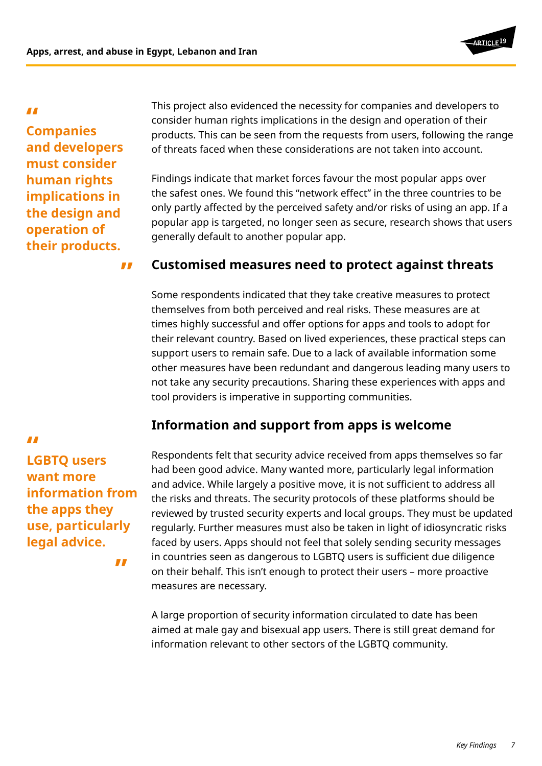> "Companies and developers must consider human rights implications in the design and operation of their products."

This project also evidenced the necessity for companies and developers to consider human rights implications in the design and operation of their products. This can be seen from the requests from users, following the range of threats faced when these considerations are not taken into account.

Findings indicate that market forces favour the most popular apps over the safest ones. We found this "network effect" in the three countries to be only partly affected by the perceived safety and/or risks of using an app. If a popular app is targeted, no longer seen as secure, research shows that users generally default to another popular app.

## Customised measures need to protect against threats

Some respondents indicated that they take creative measures to protect themselves from both perceived and real risks. These measures are at times highly successful and offer options for apps and tools to adopt for their relevant country. Based on lived experiences, these practical steps can support users to remain safe. Due to a lack of available information some other measures have been redundant and dangerous leading many users to not take any security precautions. Sharing these experiences with apps and tool providers is imperative in supporting communities.

## Information and support from apps is welcome

> "LGBTQ users want more information from the apps they use, particularly legal advice."

Respondents felt that security advice received from apps themselves so far had been good advice. Many wanted more, particularly legal information and advice. While largely a positive move, it is not sufficient to address all the risks and threats. The security protocols of these platforms should be reviewed by trusted security experts and local groups. They must be updated regularly. Further measures must also be taken in light of idiosyncratic risks faced by users. Apps should not feel that solely sending security messages in countries seen as dangerous to LGBTQ users is sufficient due diligence on their behalf. This isn't enough to protect their users – more proactive measures are necessary.

A large proportion of security information circulated to date has been aimed at male gay and bisexual app users. There is still great demand for information relevant to other sectors of the LGBTQ community.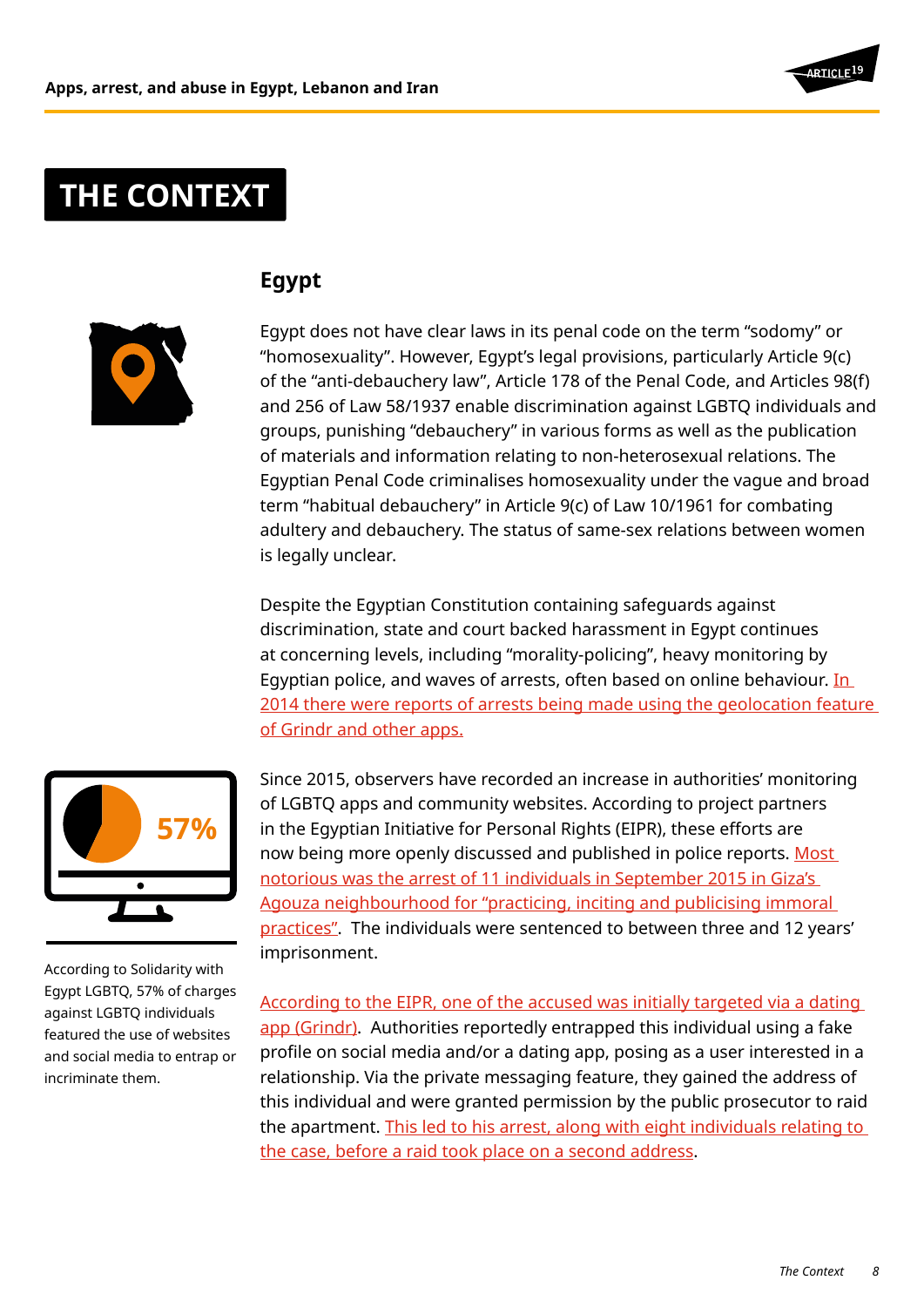# THE CONTEXT

## Egypt

Egypt does not have clear laws in its penal code on the term “sodomy” or “homosexuality”. However, Egypt’s legal provisions, particularly Article 9(c) of the “anti-debauchery law”, Article 178 of the Penal Code, and Articles 98(f) and 256 of Law 58/1937 enable discrimination against LGBTQ individuals and groups, punishing “debauchery” in various forms as well as the publication of materials and information relating to non-heterosexual relations. The Egyptian Penal Code criminalises homosexuality under the vague and broad term “habitual debauchery” in Article 9(c) of Law 10/1961 for combating adultery and debauchery. The status of same-sex relations between women is legally unclear.

Despite the Egyptian Constitution containing safeguards against discrimination, state and court backed harassment in Egypt continues at concerning levels, including “morality-policing”, heavy monitoring by Egyptian police, and waves of arrests, often based on online behaviour. In 2014 there were reports of arrests being made using the geolocation feature of Grindr and other apps.

57%

According to Solidarity with Egypt LGBTQ, 57% of charges against LGBTQ individuals featured the use of websites and social media to entrap or incriminate them.

Since 2015, observers have recorded an increase in authorities’ monitoring of LGBTQ apps and community websites. According to project partners in the Egyptian Initiative for Personal Rights (EIPR), these efforts are now being more openly discussed and published in police reports. Most notorious was the arrest of 11 individuals in September 2015 in Giza’s Agouza neighbourhood for “practicing, inciting and publicising immoral practices”. The individuals were sentenced to between three and 12 years’ imprisonment.

According to the EIPR, one of the accused was initially targeted via a dating app (Grindr). Authorities reportedly entrapped this individual using a fake profile on social media and/or a dating app, posing as a user interested in a relationship. Via the private messaging feature, they gained the address of this individual and were granted permission by the public prosecutor to raid the apartment. This led to his arrest, along with eight individuals relating to the case, before a raid took place on a second address.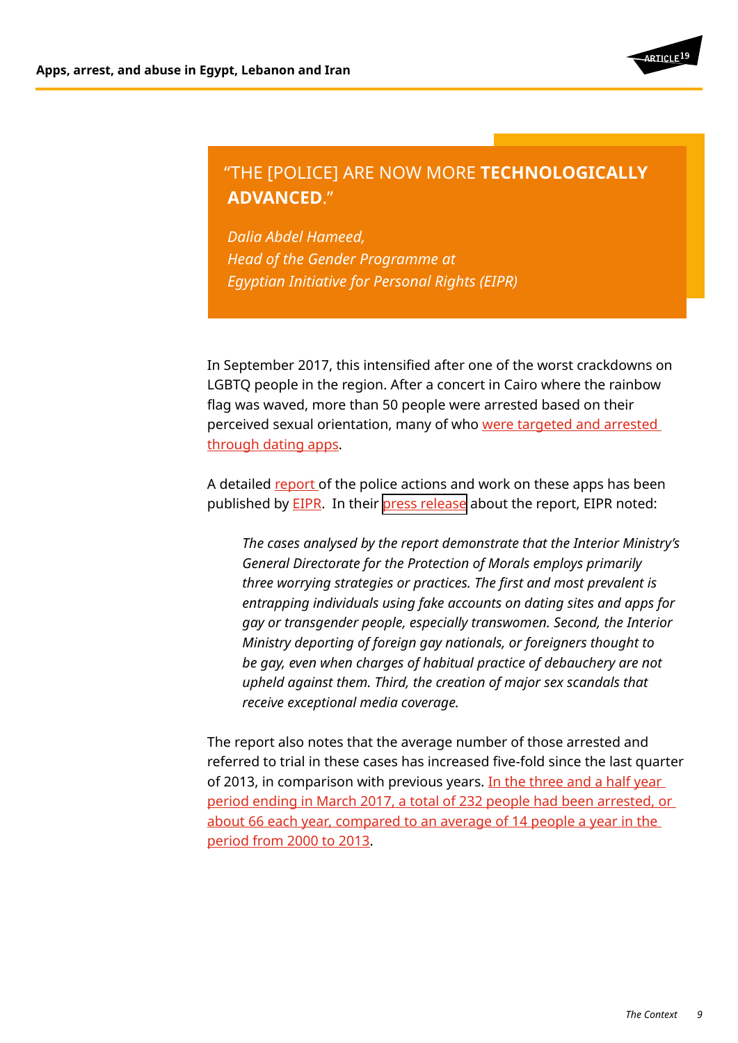> "THE [POLICE] ARE NOW MORE **TECHNOLOGICALLY ADVANCED**."
>
> *Dalia Abdel Hameed,*
> *Head of the Gender Programme at*
> *Egyptian Initiative for Personal Rights (EIPR)*

In September 2017, this intensified after one of the worst crackdowns on LGBTQ people in the region. After a concert in Cairo where the rainbow flag was waved, more than 50 people were arrested based on their perceived sexual orientation, many of who were targeted and arrested through dating apps.

A detailed report of the police actions and work on these apps has been published by EIPR. In their press release about the report, EIPR noted:

> *The cases analysed by the report demonstrate that the Interior Ministry's General Directorate for the Protection of Morals employs primarily three worrying strategies or practices. The first and most prevalent is entrapping individuals using fake accounts on dating sites and apps for gay or transgender people, especially transwomen. Second, the Interior Ministry deporting of foreign gay nationals, or foreigners thought to be gay, even when charges of habitual practice of debauchery are not upheld against them. Third, the creation of major sex scandals that receive exceptional media coverage.*

The report also notes that the average number of those arrested and referred to trial in these cases has increased five-fold since the last quarter of 2013, in comparison with previous years. In the three and a half year period ending in March 2017, a total of 232 people had been arrested, or about 66 each year, compared to an average of 14 people a year in the period from 2000 to 2013.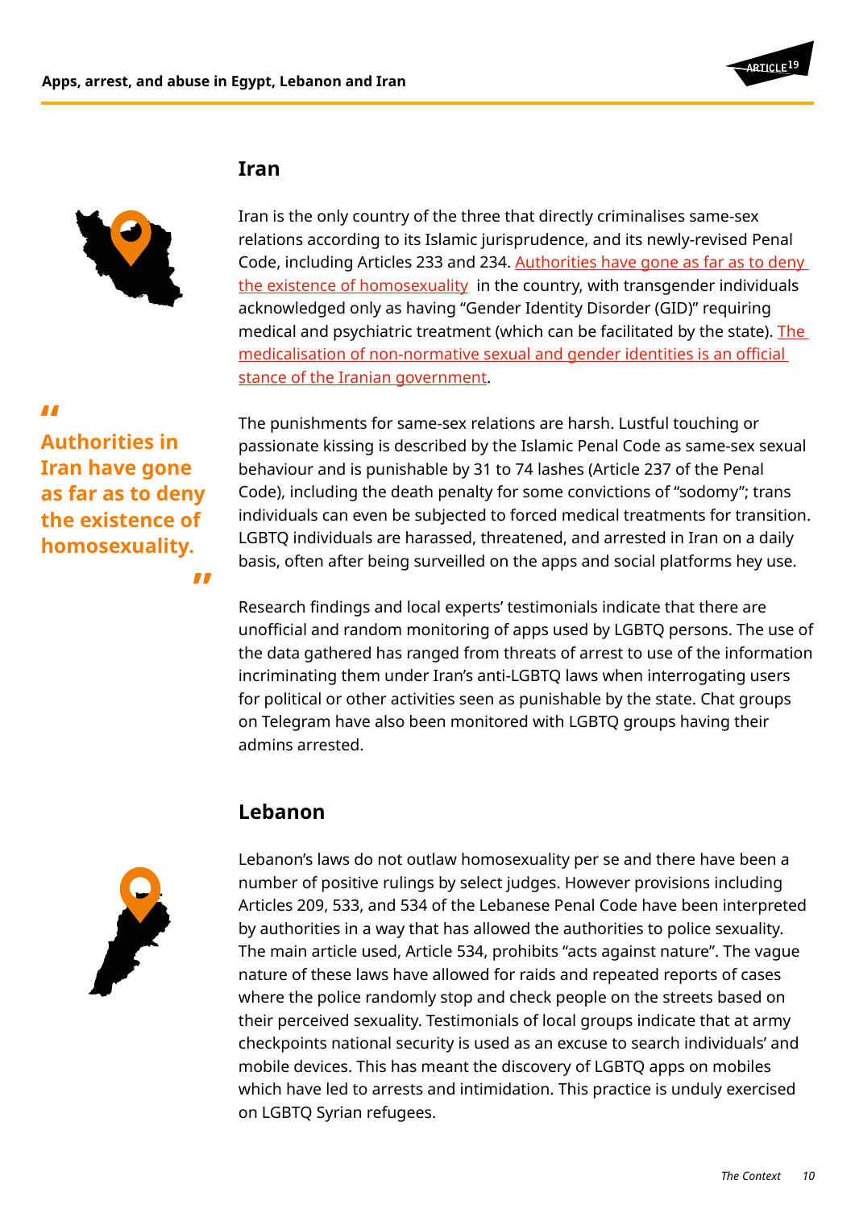## Iran

Iran is the only country of the three that directly criminalises same-sex relations according to its Islamic jurisprudence, and its newly-revised Penal Code, including Articles 233 and 234. Authorities have gone as far as to deny the existence of homosexuality in the country, with transgender individuals acknowledged only as having "Gender Identity Disorder (GID)" requiring medical and psychiatric treatment (which can be facilitated by the state). The medicalisation of non-normative sexual and gender identities is an official stance of the Iranian government.

> **"Authorities in Iran have gone as far as to deny the existence of homosexuality."**

The punishments for same-sex relations are harsh. Lustful touching or passionate kissing is described by the Islamic Penal Code as same-sex sexual behaviour and is punishable by 31 to 74 lashes (Article 237 of the Penal Code), including the death penalty for some convictions of "sodomy"; trans individuals can even be subjected to forced medical treatments for transition. LGBTQ individuals are harassed, threatened, and arrested in Iran on a daily basis, often after being surveilled on the apps and social platforms hey use.

Research findings and local experts' testimonials indicate that there are unofficial and random monitoring of apps used by LGBTQ persons. The use of the data gathered has ranged from threats of arrest to use of the information incriminating them under Iran's anti-LGBTQ laws when interrogating users for political or other activities seen as punishable by the state. Chat groups on Telegram have also been monitored with LGBTQ groups having their admins arrested.

## Lebanon

Lebanon's laws do not outlaw homosexuality per se and there have been a number of positive rulings by select judges. However provisions including Articles 209, 533, and 534 of the Lebanese Penal Code have been interpreted by authorities in a way that has allowed the authorities to police sexuality. The main article used, Article 534, prohibits "acts against nature". The vague nature of these laws have allowed for raids and repeated reports of cases where the police randomly stop and check people on the streets based on their perceived sexuality. Testimonials of local groups indicate that at army checkpoints national security is used as an excuse to search individuals' and mobile devices. This has meant the discovery of LGBTQ apps on mobiles which have led to arrests and intimidation. This practice is unduly exercised on LGBTQ Syrian refugees.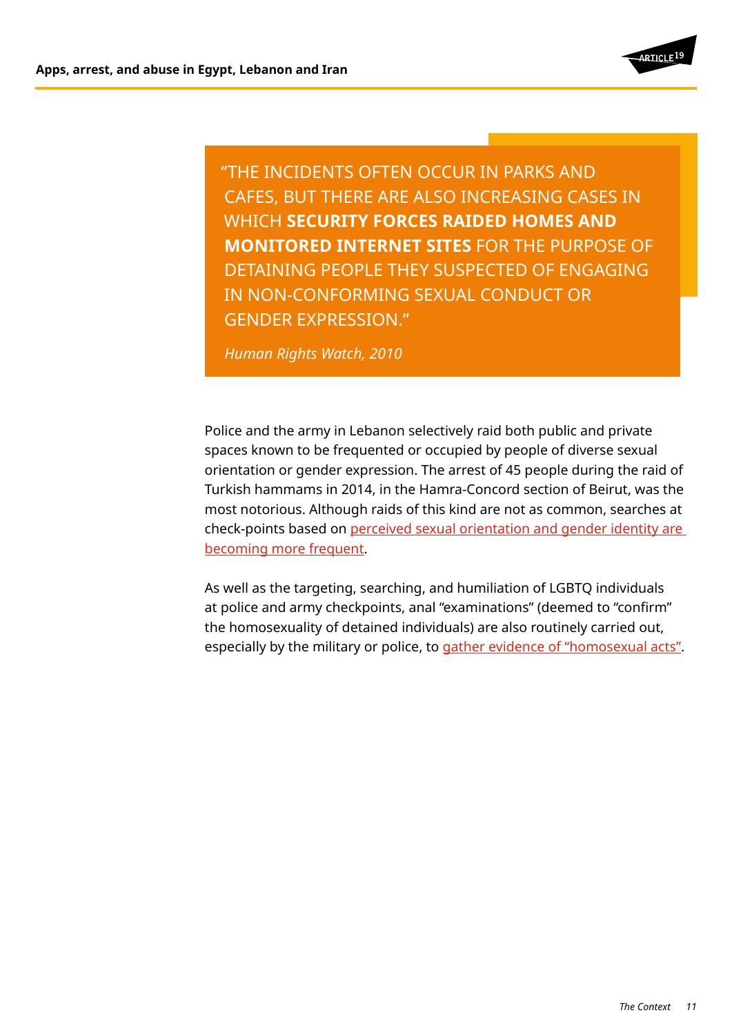> "THE INCIDENTS OFTEN OCCUR IN PARKS AND CAFES, BUT THERE ARE ALSO INCREASING CASES IN WHICH **SECURITY FORCES RAIDED HOMES AND MONITORED INTERNET SITES** FOR THE PURPOSE OF DETAINING PEOPLE THEY SUSPECTED OF ENGAGING IN NON-CONFORMING SEXUAL CONDUCT OR GENDER EXPRESSION."
>
> *Human Rights Watch, 2010*

Police and the army in Lebanon selectively raid both public and private spaces known to be frequented or occupied by people of diverse sexual orientation or gender expression. The arrest of 45 people during the raid of Turkish hammams in 2014, in the Hamra-Concord section of Beirut, was the most notorious. Although raids of this kind are not as common, searches at check-points based on perceived sexual orientation and gender identity are becoming more frequent.

As well as the targeting, searching, and humiliation of LGBTQ individuals at police and army checkpoints, anal "examinations" (deemed to "confirm" the homosexuality of detained individuals) are also routinely carried out, especially by the military or police, to gather evidence of "homosexual acts".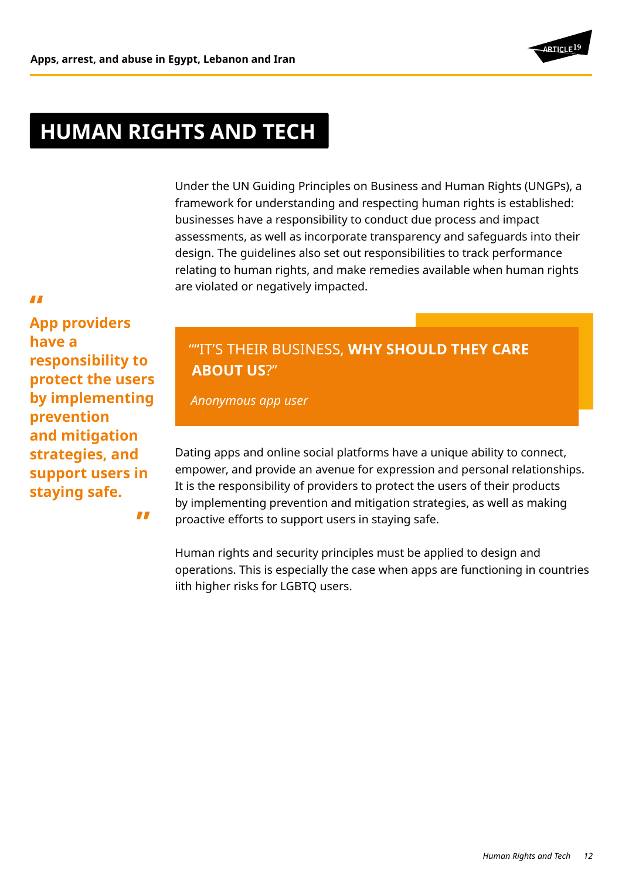# HUMAN RIGHTS AND TECH

Under the UN Guiding Principles on Business and Human Rights (UNGPs), a framework for understanding and respecting human rights is established: businesses have a responsibility to conduct due process and impact assessments, as well as incorporate transparency and safeguards into their design. The guidelines also set out responsibilities to track performance relating to human rights, and make remedies available when human rights are violated or negatively impacted.

> **App providers have a responsibility to protect the users by implementing prevention and mitigation strategies, and support users in staying safe.**

> ""IT'S THEIR BUSINESS, **WHY SHOULD THEY CARE ABOUT US**?"
>
> *Anonymous app user*

Dating apps and online social platforms have a unique ability to connect, empower, and provide an avenue for expression and personal relationships. It is the responsibility of providers to protect the users of their products by implementing prevention and mitigation strategies, as well as making proactive efforts to support users in staying safe.

Human rights and security principles must be applied to design and operations. This is especially the case when apps are functioning in countries iith higher risks for LGBTQ users.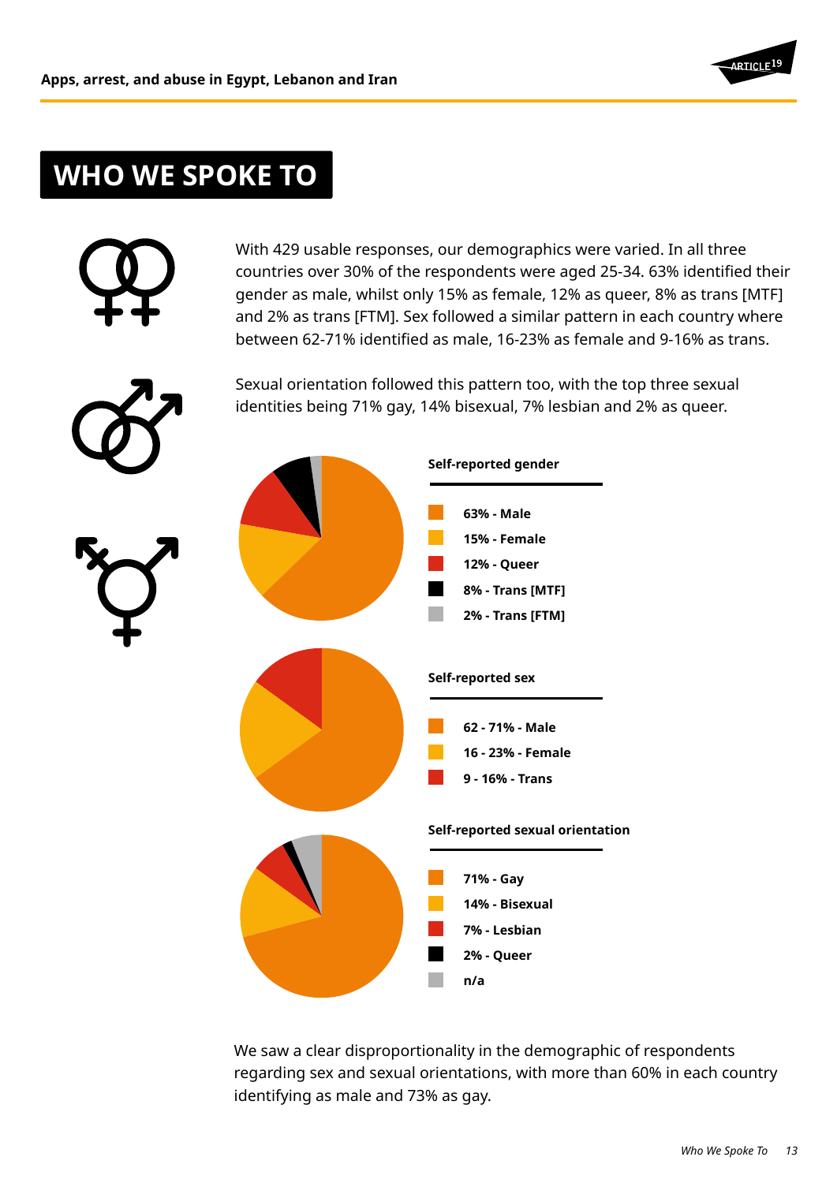# WHO WE SPOKE TO

With 429 usable responses, our demographics were varied. In all three countries over 30% of the respondents were aged 25-34. 63% identified their gender as male, whilst only 15% as female, 12% as queer, 8% as trans [MTF] and 2% as trans [FTM]. Sex followed a similar pattern in each country where between 62-71% identified as male, 16-23% as female and 9-16% as trans.

Sexual orientation followed this pattern too, with the top three sexual identities being 71% gay, 14% bisexual, 7% lesbian and 2% as queer.

**Self-reported gender**

- **63% - Male**
- **15% - Female**
- **12% - Queer**
- **8% - Trans [MTF]**
- **2% - Trans [FTM]**

**Self-reported sex**

- **62 - 71% - Male**
- **16 - 23% - Female**
- **9 - 16% - Trans**

**Self-reported sexual orientation**

- **71% - Gay**
- **14% - Bisexual**
- **7% - Lesbian**
- **2% - Queer**
- **n/a**

We saw a clear disproportionality in the demographic of respondents regarding sex and sexual orientations, with more than 60% in each country identifying as male and 73% as gay.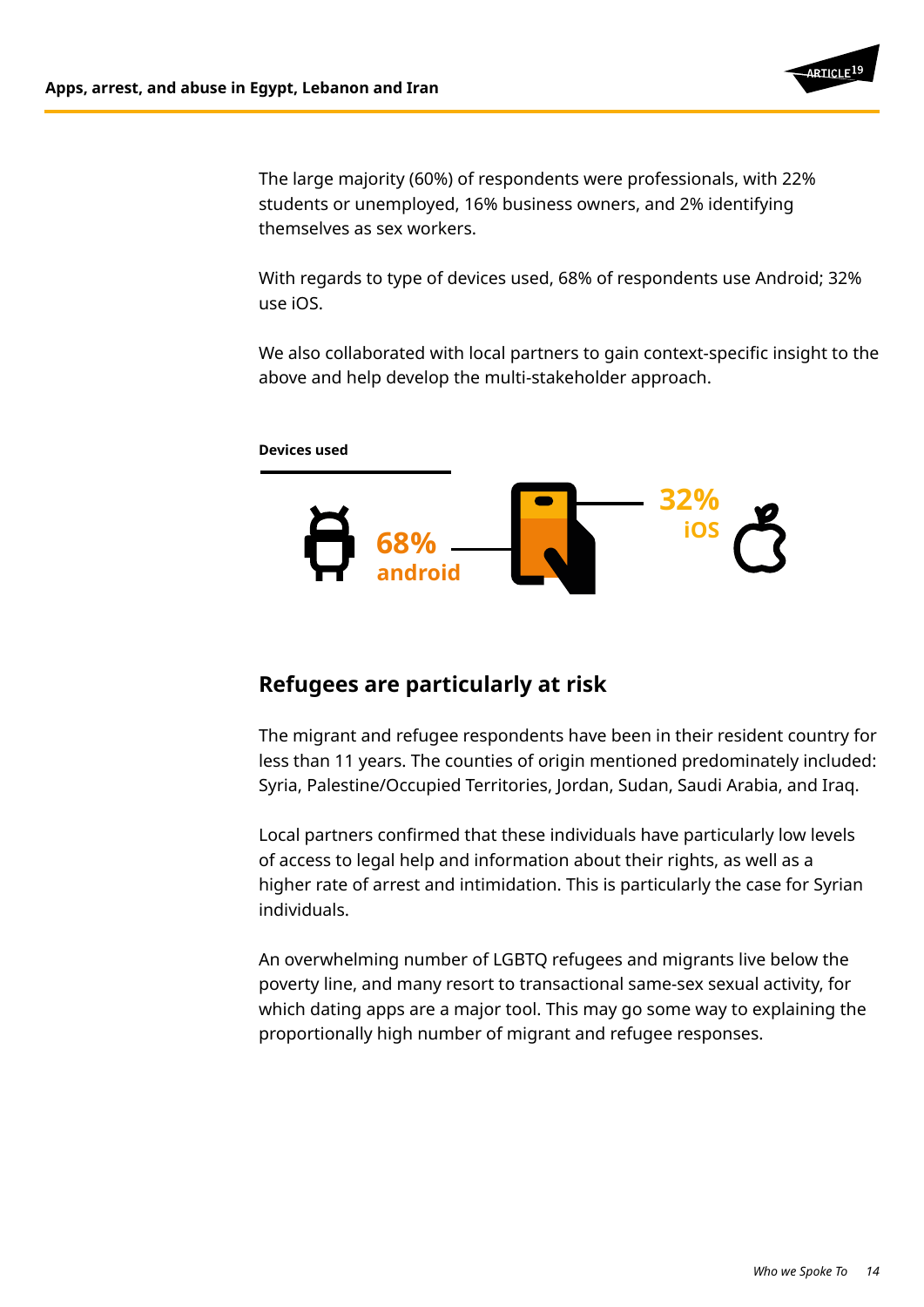The large majority (60%) of respondents were professionals, with 22% students or unemployed, 16% business owners, and 2% identifying themselves as sex workers.

With regards to type of devices used, 68% of respondents use Android; 32% use iOS.

We also collaborated with local partners to gain context-specific insight to the above and help develop the multi-stakeholder approach.

**Devices used**

68% android

32% iOS

## Refugees are particularly at risk

The migrant and refugee respondents have been in their resident country for less than 11 years. The counties of origin mentioned predominately included: Syria, Palestine/Occupied Territories, Jordan, Sudan, Saudi Arabia, and Iraq.

Local partners confirmed that these individuals have particularly low levels of access to legal help and information about their rights, as well as a higher rate of arrest and intimidation. This is particularly the case for Syrian individuals.

An overwhelming number of LGBTQ refugees and migrants live below the poverty line, and many resort to transactional same-sex sexual activity, for which dating apps are a major tool. This may go some way to explaining the proportionally high number of migrant and refugee responses.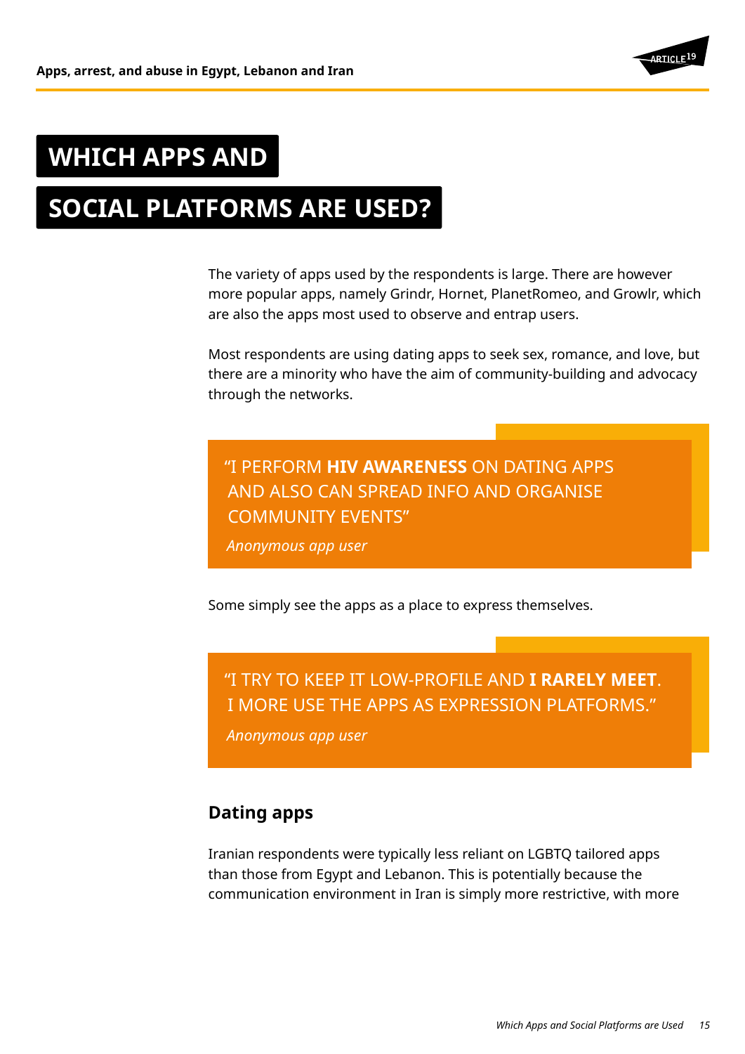# WHICH APPS AND SOCIAL PLATFORMS ARE USED?

The variety of apps used by the respondents is large. There are however more popular apps, namely Grindr, Hornet, PlanetRomeo, and Growlr, which are also the apps most used to observe and entrap users.

Most respondents are using dating apps to seek sex, romance, and love, but there are a minority who have the aim of community-building and advocacy through the networks.

> "I PERFORM **HIV AWARENESS** ON DATING APPS AND ALSO CAN SPREAD INFO AND ORGANISE COMMUNITY EVENTS"
>
> *Anonymous app user*

Some simply see the apps as a place to express themselves.

> "I TRY TO KEEP IT LOW-PROFILE AND **I RARELY MEET**. I MORE USE THE APPS AS EXPRESSION PLATFORMS."
>
> *Anonymous app user*

## Dating apps

Iranian respondents were typically less reliant on LGBTQ tailored apps than those from Egypt and Lebanon. This is potentially because the communication environment in Iran is simply more restrictive, with more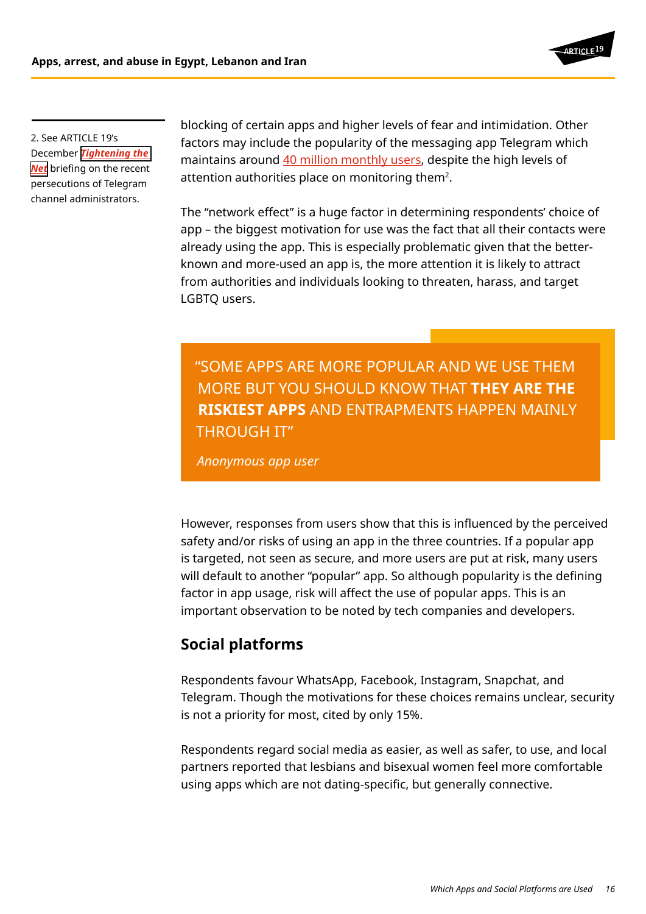blocking of certain apps and higher levels of fear and intimidation. Other factors may include the popularity of the messaging app Telegram which maintains around 40 million monthly users, despite the high levels of attention authorities place on monitoring them[2].

The "network effect" is a huge factor in determining respondents' choice of app – the biggest motivation for use was the fact that all their contacts were already using the app. This is especially problematic given that the better-known and more-used an app is, the more attention it is likely to attract from authorities and individuals looking to threaten, harass, and target LGBTQ users.

> "SOME APPS ARE MORE POPULAR AND WE USE THEM MORE BUT YOU SHOULD KNOW THAT **THEY ARE THE RISKIEST APPS** AND ENTRAPMENTS HAPPEN MAINLY THROUGH IT"
>
> *Anonymous app user*

However, responses from users show that this is influenced by the perceived safety and/or risks of using an app in the three countries. If a popular app is targeted, not seen as secure, and more users are put at risk, many users will default to another "popular" app. So although popularity is the defining factor in app usage, risk will affect the use of popular apps. This is an important observation to be noted by tech companies and developers.

## Social platforms

Respondents favour WhatsApp, Facebook, Instagram, Snapchat, and Telegram. Though the motivations for these choices remains unclear, security is not a priority for most, cited by only 15%.

Respondents regard social media as easier, as well as safer, to use, and local partners reported that lesbians and bisexual women feel more comfortable using apps which are not dating-specific, but generally connective.

2. See ARTICLE 19's December ***Tightening the Net*** briefing on the recent persecutions of Telegram channel administrators.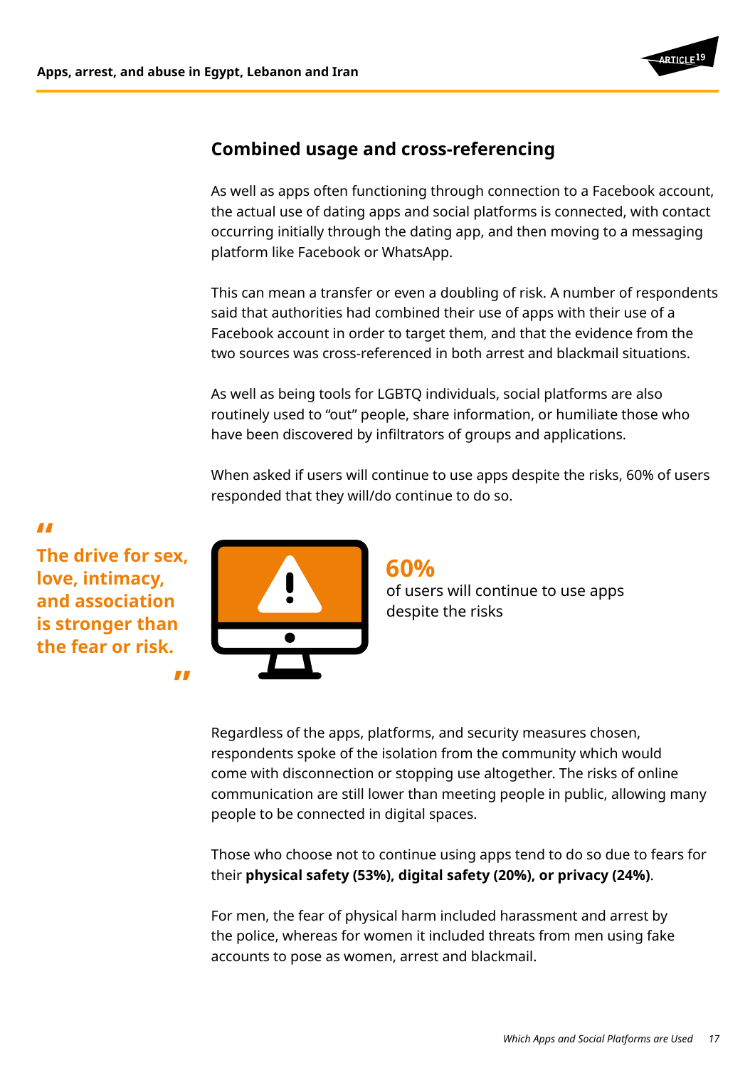## Combined usage and cross-referencing

As well as apps often functioning through connection to a Facebook account, the actual use of dating apps and social platforms is connected, with contact occurring initially through the dating app, and then moving to a messaging platform like Facebook or WhatsApp.

This can mean a transfer or even a doubling of risk. A number of respondents said that authorities had combined their use of apps with their use of a Facebook account in order to target them, and that the evidence from the two sources was cross-referenced in both arrest and blackmail situations.

As well as being tools for LGBTQ individuals, social platforms are also routinely used to "out" people, share information, or humiliate those who have been discovered by infiltrators of groups and applications.

When asked if users will continue to use apps despite the risks, 60% of users responded that they will/do continue to do so.

> **"The drive for sex, love, intimacy, and association is stronger than the fear or risk."**

**60%**
of users will continue to use apps despite the risks

Regardless of the apps, platforms, and security measures chosen, respondents spoke of the isolation from the community which would come with disconnection or stopping use altogether. The risks of online communication are still lower than meeting people in public, allowing many people to be connected in digital spaces.

Those who choose not to continue using apps tend to do so due to fears for their **physical safety (53%), digital safety (20%), or privacy (24%)**.

For men, the fear of physical harm included harassment and arrest by the police, whereas for women it included threats from men using fake accounts to pose as women, arrest and blackmail.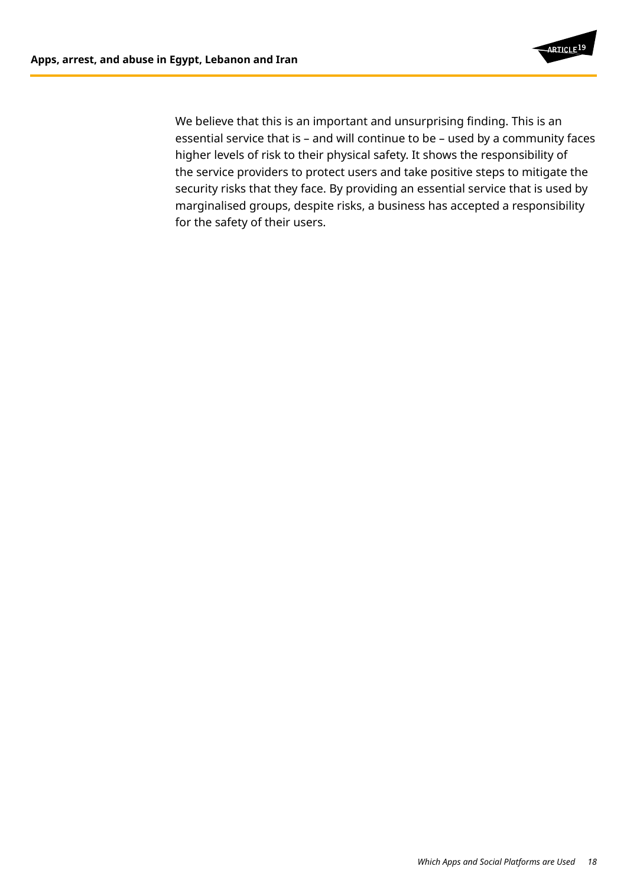We believe that this is an important and unsurprising finding. This is an essential service that is – and will continue to be – used by a community faces higher levels of risk to their physical safety. It shows the responsibility of the service providers to protect users and take positive steps to mitigate the security risks that they face. By providing an essential service that is used by marginalised groups, despite risks, a business has accepted a responsibility for the safety of their users.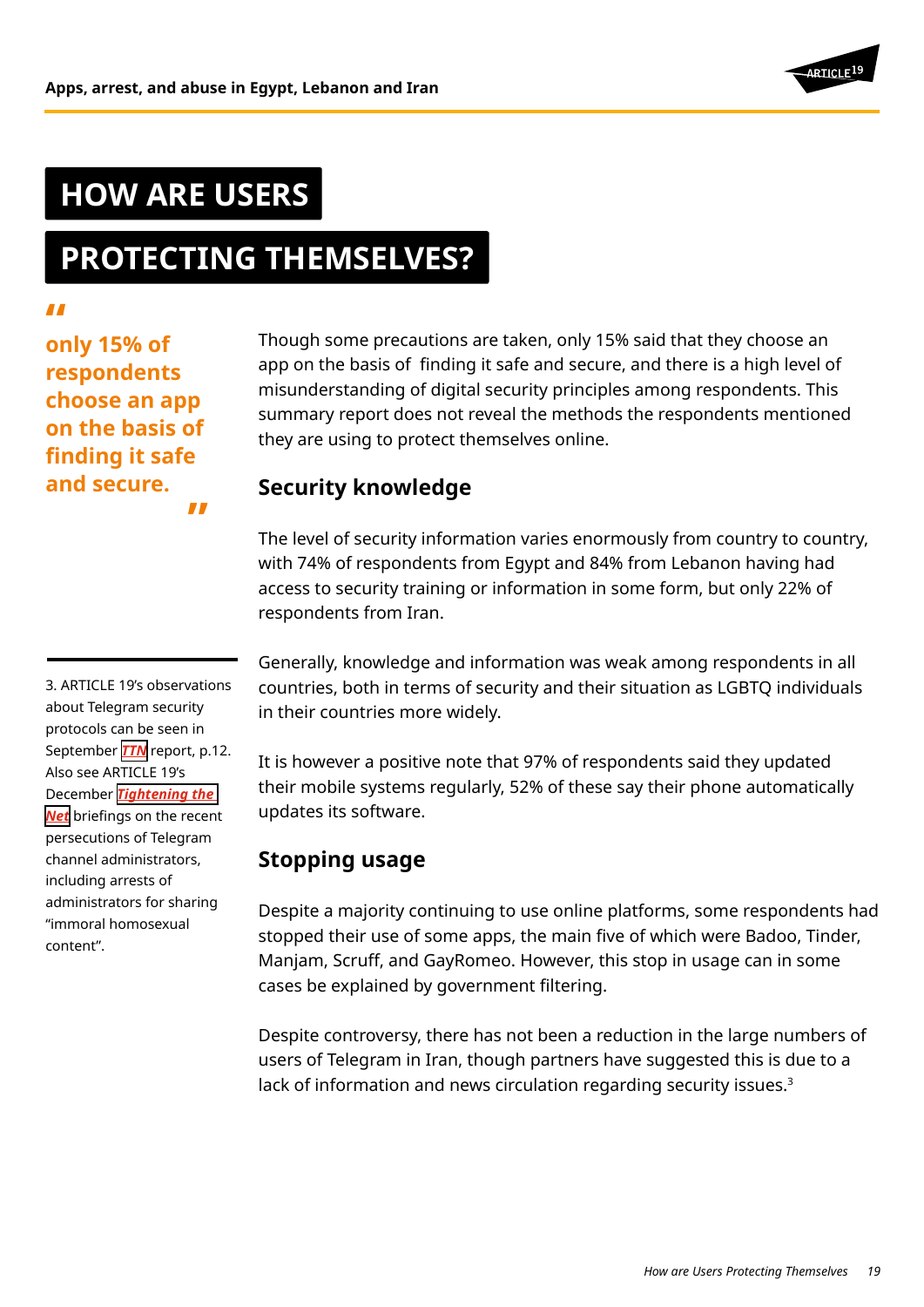# HOW ARE USERS PROTECTING THEMSELVES?

> "only 15% of respondents choose an app on the basis of finding it safe and secure."

Though some precautions are taken, only 15% said that they choose an app on the basis of finding it safe and secure, and there is a high level of misunderstanding of digital security principles among respondents. This summary report does not reveal the methods the respondents mentioned they are using to protect themselves online.

## Security knowledge

The level of security information varies enormously from country to country, with 74% of respondents from Egypt and 84% from Lebanon having had access to security training or information in some form, but only 22% of respondents from Iran.

Generally, knowledge and information was weak among respondents in all countries, both in terms of security and their situation as LGBTQ individuals in their countries more widely.

It is however a positive note that 97% of respondents said they updated their mobile systems regularly, 52% of these say their phone automatically updates its software.

## Stopping usage

Despite a majority continuing to use online platforms, some respondents had stopped their use of some apps, the main five of which were Badoo, Tinder, Manjam, Scruff, and GayRomeo. However, this stop in usage can in some cases be explained by government filtering.

Despite controversy, there has not been a reduction in the large numbers of users of Telegram in Iran, though partners have suggested this is due to a lack of information and news circulation regarding security issues.[3]

3. ARTICLE 19's observations about Telegram security protocols can be seen in September *TTN* report, p.12. Also see ARTICLE 19's December *Tightening the Net* briefings on the recent persecutions of Telegram channel administrators, including arrests of administrators for sharing "immoral homosexual content".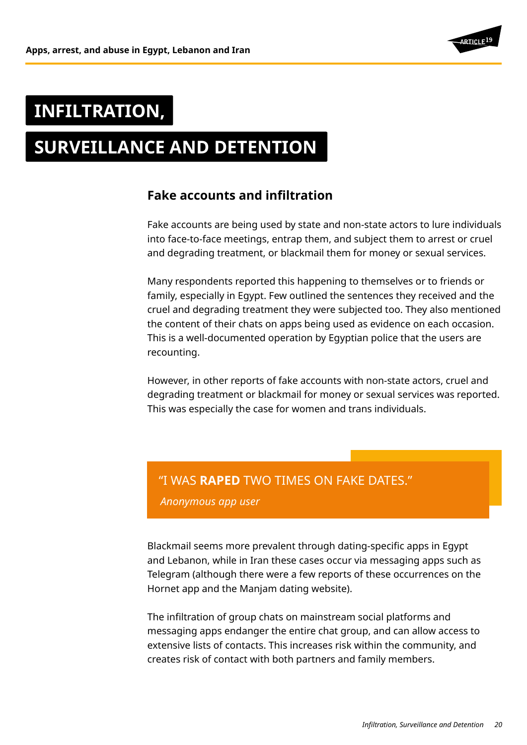# INFILTRATION, SURVEILLANCE AND DETENTION

## Fake accounts and infiltration

Fake accounts are being used by state and non-state actors to lure individuals into face-to-face meetings, entrap them, and subject them to arrest or cruel and degrading treatment, or blackmail them for money or sexual services.

Many respondents reported this happening to themselves or to friends or family, especially in Egypt. Few outlined the sentences they received and the cruel and degrading treatment they were subjected too. They also mentioned the content of their chats on apps being used as evidence on each occasion. This is a well-documented operation by Egyptian police that the users are recounting.

However, in other reports of fake accounts with non-state actors, cruel and degrading treatment or blackmail for money or sexual services was reported. This was especially the case for women and trans individuals.

> "I WAS **RAPED** TWO TIMES ON FAKE DATES."
>
> *Anonymous app user*

Blackmail seems more prevalent through dating-specific apps in Egypt and Lebanon, while in Iran these cases occur via messaging apps such as Telegram (although there were a few reports of these occurrences on the Hornet app and the Manjam dating website).

The infiltration of group chats on mainstream social platforms and messaging apps endanger the entire chat group, and can allow access to extensive lists of contacts. This increases risk within the community, and creates risk of contact with both partners and family members.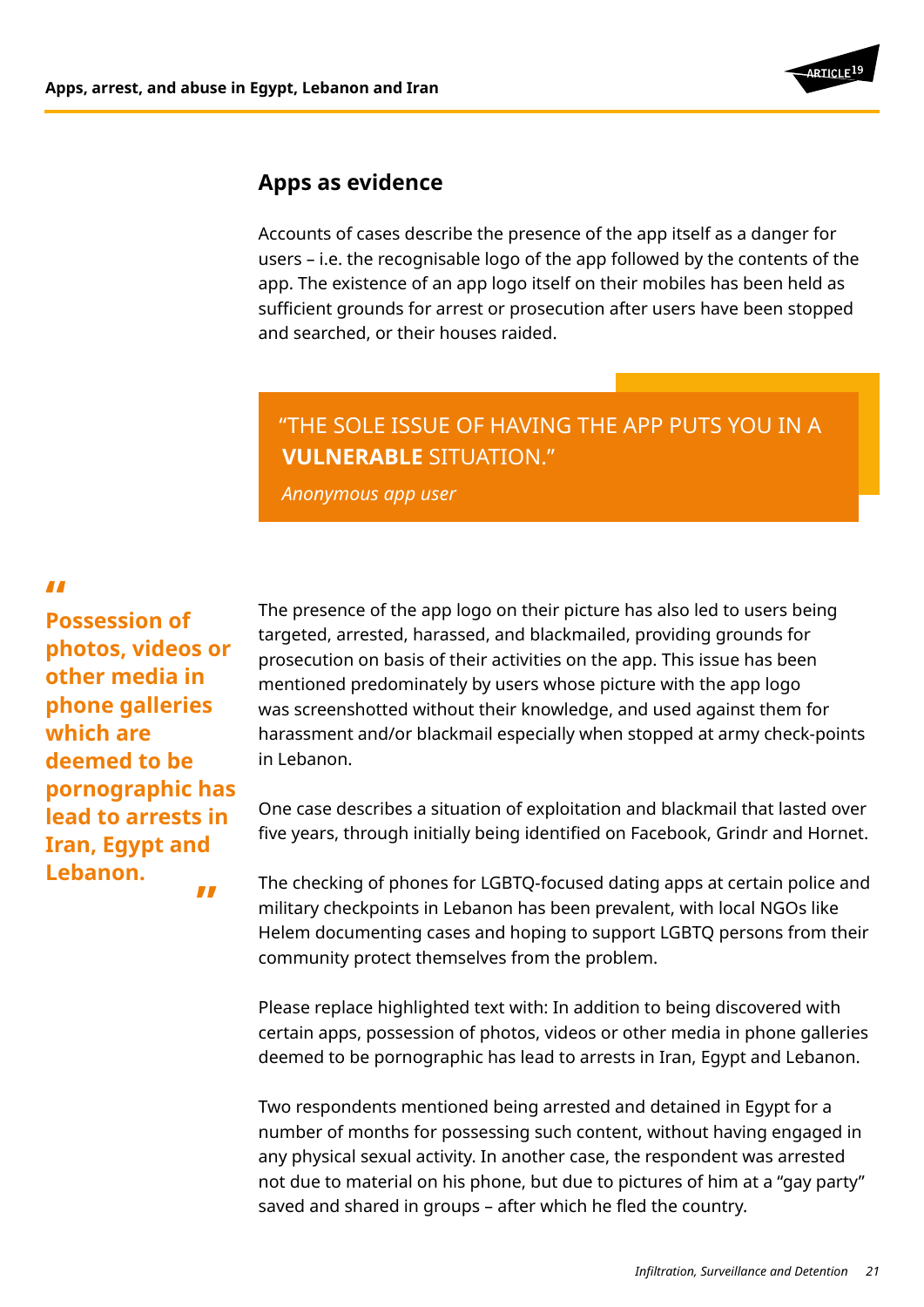## Apps as evidence

Accounts of cases describe the presence of the app itself as a danger for users – i.e. the recognisable logo of the app followed by the contents of the app. The existence of an app logo itself on their mobiles has been held as sufficient grounds for arrest or prosecution after users have been stopped and searched, or their houses raided.

> "THE SOLE ISSUE OF HAVING THE APP PUTS YOU IN A **VULNERABLE** SITUATION."
>
> *Anonymous app user*

> **"Possession of photos, videos or other media in phone galleries which are deemed to be pornographic has lead to arrests in Iran, Egypt and Lebanon."**

The presence of the app logo on their picture has also led to users being targeted, arrested, harassed, and blackmailed, providing grounds for prosecution on basis of their activities on the app. This issue has been mentioned predominately by users whose picture with the app logo was screenshotted without their knowledge, and used against them for harassment and/or blackmail especially when stopped at army check-points in Lebanon.

One case describes a situation of exploitation and blackmail that lasted over five years, through initially being identified on Facebook, Grindr and Hornet.

The checking of phones for LGBTQ-focused dating apps at certain police and military checkpoints in Lebanon has been prevalent, with local NGOs like Helem documenting cases and hoping to support LGBTQ persons from their community protect themselves from the problem.

Please replace highlighted text with: In addition to being discovered with certain apps, possession of photos, videos or other media in phone galleries deemed to be pornographic has lead to arrests in Iran, Egypt and Lebanon.

Two respondents mentioned being arrested and detained in Egypt for a number of months for possessing such content, without having engaged in any physical sexual activity. In another case, the respondent was arrested not due to material on his phone, but due to pictures of him at a "gay party" saved and shared in groups – after which he fled the country.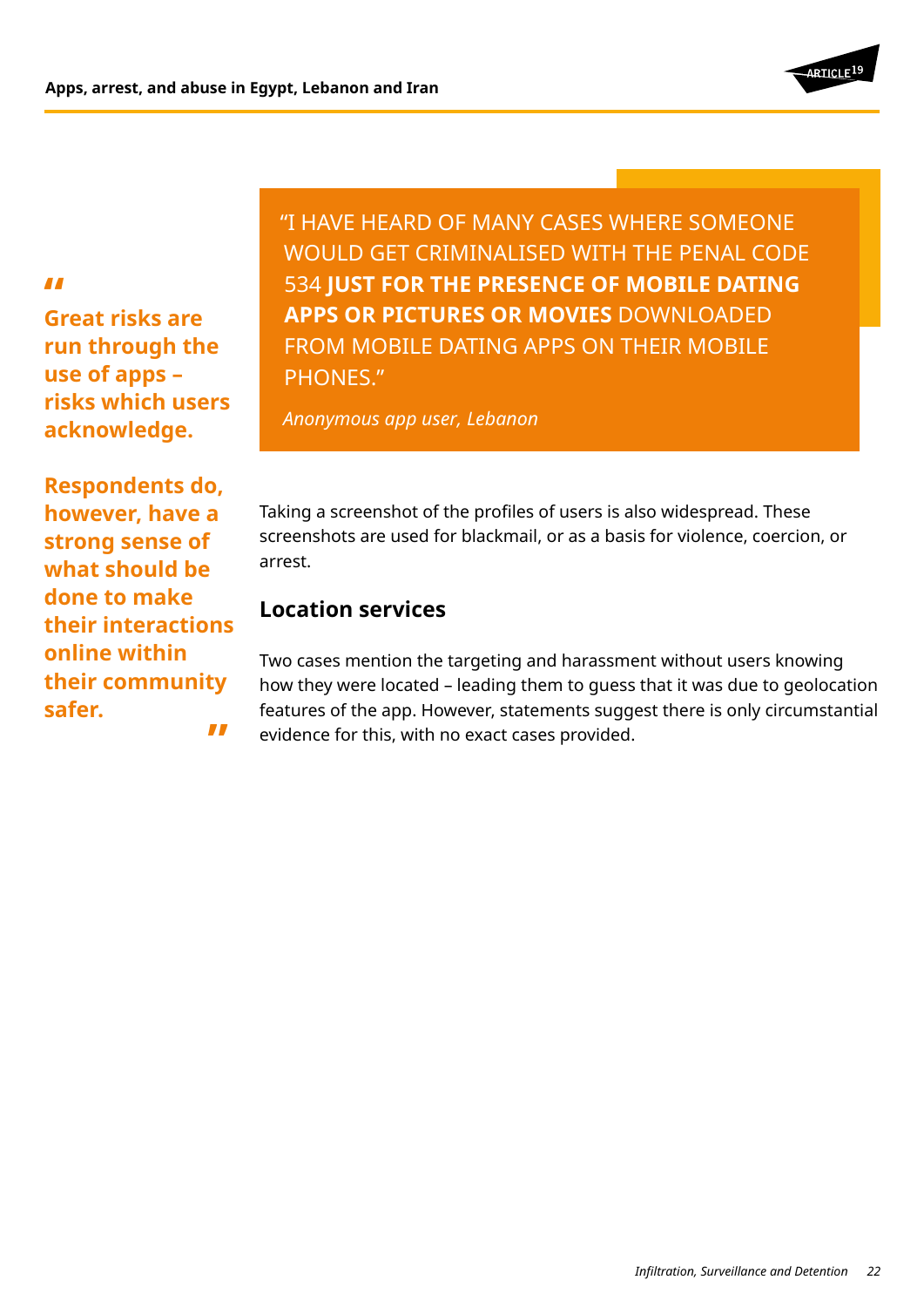> **"Great risks are run through the use of apps – risks which users acknowledge.**
>
> **Respondents do, however, have a strong sense of what should be done to make their interactions online within their community safer."**

> "I HAVE HEARD OF MANY CASES WHERE SOMEONE WOULD GET CRIMINALISED WITH THE PENAL CODE 534 **JUST FOR THE PRESENCE OF MOBILE DATING APPS OR PICTURES OR MOVIES** DOWNLOADED FROM MOBILE DATING APPS ON THEIR MOBILE PHONES."
>
> *Anonymous app user, Lebanon*

Taking a screenshot of the profiles of users is also widespread. These screenshots are used for blackmail, or as a basis for violence, coercion, or arrest.

## Location services

Two cases mention the targeting and harassment without users knowing how they were located – leading them to guess that it was due to geolocation features of the app. However, statements suggest there is only circumstantial evidence for this, with no exact cases provided.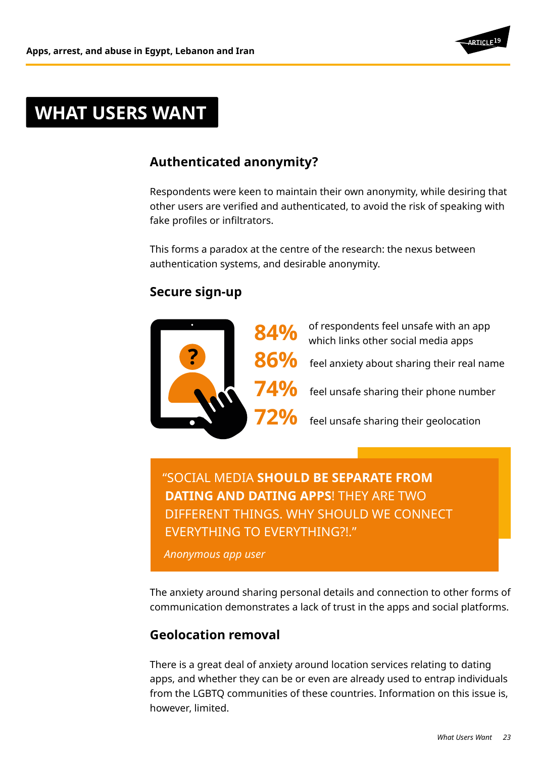# WHAT USERS WANT

## Authenticated anonymity?

Respondents were keen to maintain their own anonymity, while desiring that other users are verified and authenticated, to avoid the risk of speaking with fake profiles or infiltrators.

This forms a paradox at the centre of the research: the nexus between authentication systems, and desirable anonymity.

## Secure sign-up

**84%** of respondents feel unsafe with an app which links other social media apps

**86%** feel anxiety about sharing their real name

**74%** feel unsafe sharing their phone number

**72%** feel unsafe sharing their geolocation

> "SOCIAL MEDIA **SHOULD BE SEPARATE FROM DATING AND DATING APPS**! THEY ARE TWO DIFFERENT THINGS. WHY SHOULD WE CONNECT EVERYTHING TO EVERYTHING?!."
>
> *Anonymous app user*

The anxiety around sharing personal details and connection to other forms of communication demonstrates a lack of trust in the apps and social platforms.

## Geolocation removal

There is a great deal of anxiety around location services relating to dating apps, and whether they can be or even are already used to entrap individuals from the LGBTQ communities of these countries. Information on this issue is, however, limited.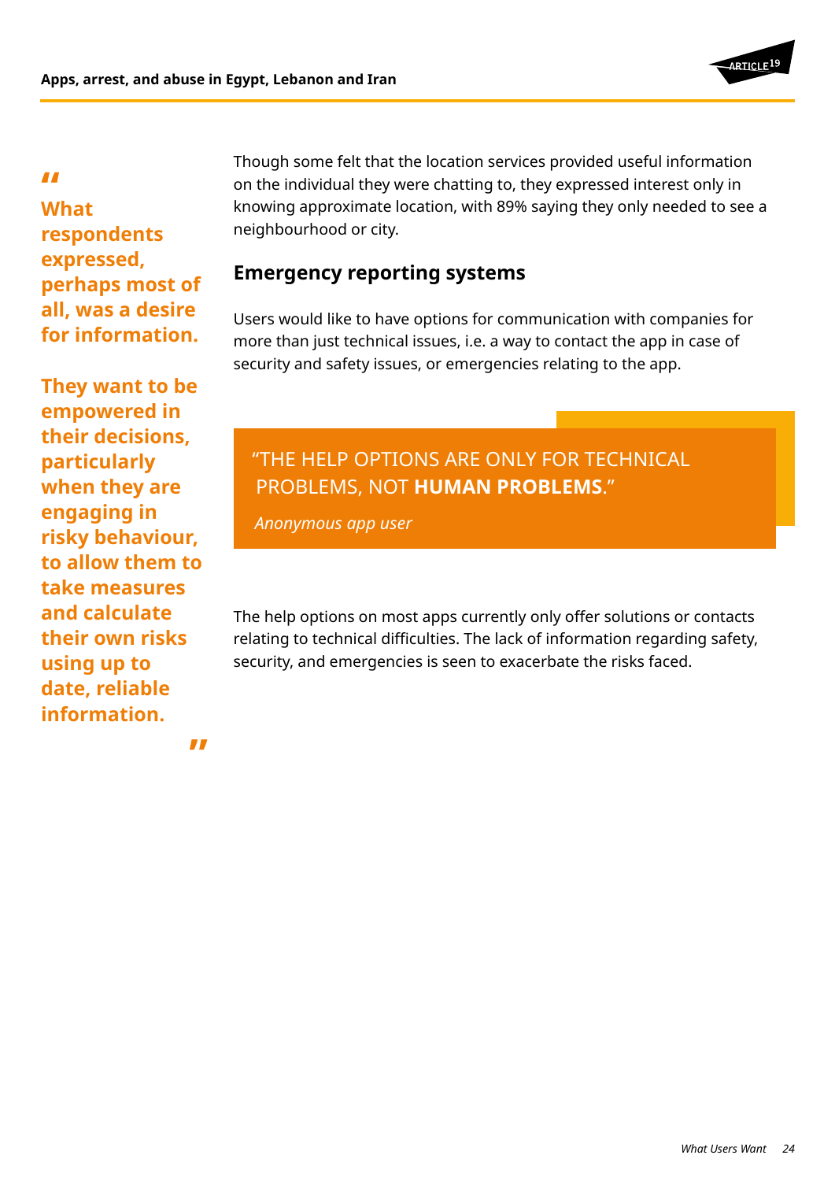> **What respondents expressed, perhaps most of all, was a desire for information.**
>
> **They want to be empowered in their decisions, particularly when they are engaging in risky behaviour, to allow them to take measures and calculate their own risks using up to date, reliable information.**

Though some felt that the location services provided useful information on the individual they were chatting to, they expressed interest only in knowing approximate location, with 89% saying they only needed to see a neighbourhood or city.

## Emergency reporting systems

Users would like to have options for communication with companies for more than just technical issues, i.e. a way to contact the app in case of security and safety issues, or emergencies relating to the app.

> "THE HELP OPTIONS ARE ONLY FOR TECHNICAL PROBLEMS, NOT **HUMAN PROBLEMS**."
>
> *Anonymous app user*

The help options on most apps currently only offer solutions or contacts relating to technical difficulties. The lack of information regarding safety, security, and emergencies is seen to exacerbate the risks faced.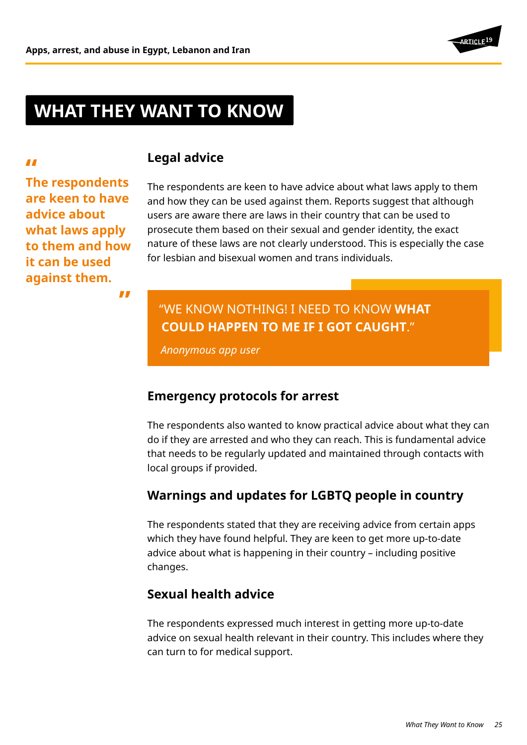# WHAT THEY WANT TO KNOW

> **The respondents are keen to have advice about what laws apply to them and how it can be used against them.**

## Legal advice

The respondents are keen to have advice about what laws apply to them and how they can be used against them. Reports suggest that although users are aware there are laws in their country that can be used to prosecute them based on their sexual and gender identity, the exact nature of these laws are not clearly understood. This is especially the case for lesbian and bisexual women and trans individuals.

> "WE KNOW NOTHING! I NEED TO KNOW **WHAT COULD HAPPEN TO ME IF I GOT CAUGHT**."
>
> *Anonymous app user*

## Emergency protocols for arrest

The respondents also wanted to know practical advice about what they can do if they are arrested and who they can reach. This is fundamental advice that needs to be regularly updated and maintained through contacts with local groups if provided.

## Warnings and updates for LGBTQ people in country

The respondents stated that they are receiving advice from certain apps which they have found helpful. They are keen to get more up-to-date advice about what is happening in their country – including positive changes.

## Sexual health advice

The respondents expressed much interest in getting more up-to-date advice on sexual health relevant in their country. This includes where they can turn to for medical support.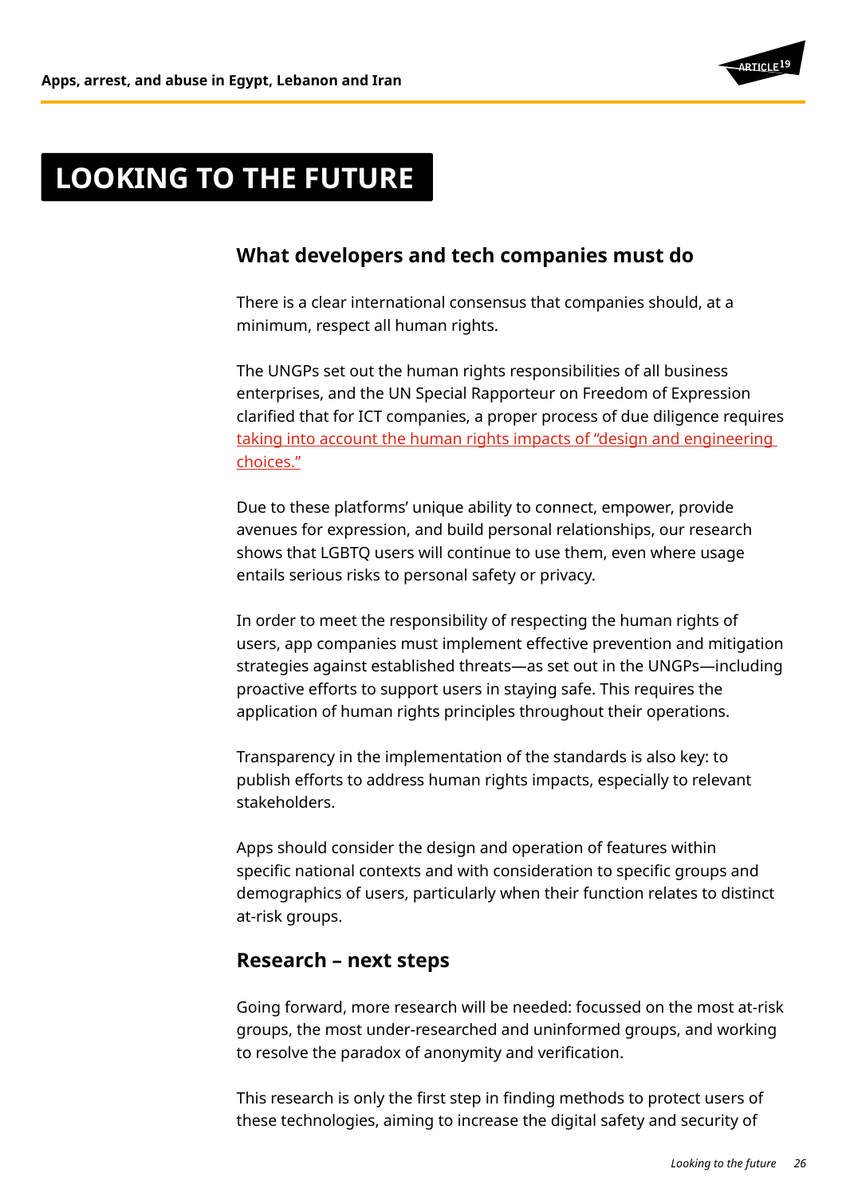# LOOKING TO THE FUTURE

## What developers and tech companies must do

There is a clear international consensus that companies should, at a minimum, respect all human rights.

The UNGPs set out the human rights responsibilities of all business enterprises, and the UN Special Rapporteur on Freedom of Expression clarified that for ICT companies, a proper process of due diligence requires taking into account the human rights impacts of "design and engineering choices."

Due to these platforms' unique ability to connect, empower, provide avenues for expression, and build personal relationships, our research shows that LGBTQ users will continue to use them, even where usage entails serious risks to personal safety or privacy.

In order to meet the responsibility of respecting the human rights of users, app companies must implement effective prevention and mitigation strategies against established threats—as set out in the UNGPs—including proactive efforts to support users in staying safe. This requires the application of human rights principles throughout their operations.

Transparency in the implementation of the standards is also key: to publish efforts to address human rights impacts, especially to relevant stakeholders.

Apps should consider the design and operation of features within specific national contexts and with consideration to specific groups and demographics of users, particularly when their function relates to distinct at-risk groups.

## Research – next steps

Going forward, more research will be needed: focussed on the most at-risk groups, the most under-researched and uninformed groups, and working to resolve the paradox of anonymity and verification.

This research is only the first step in finding methods to protect users of these technologies, aiming to increase the digital safety and security of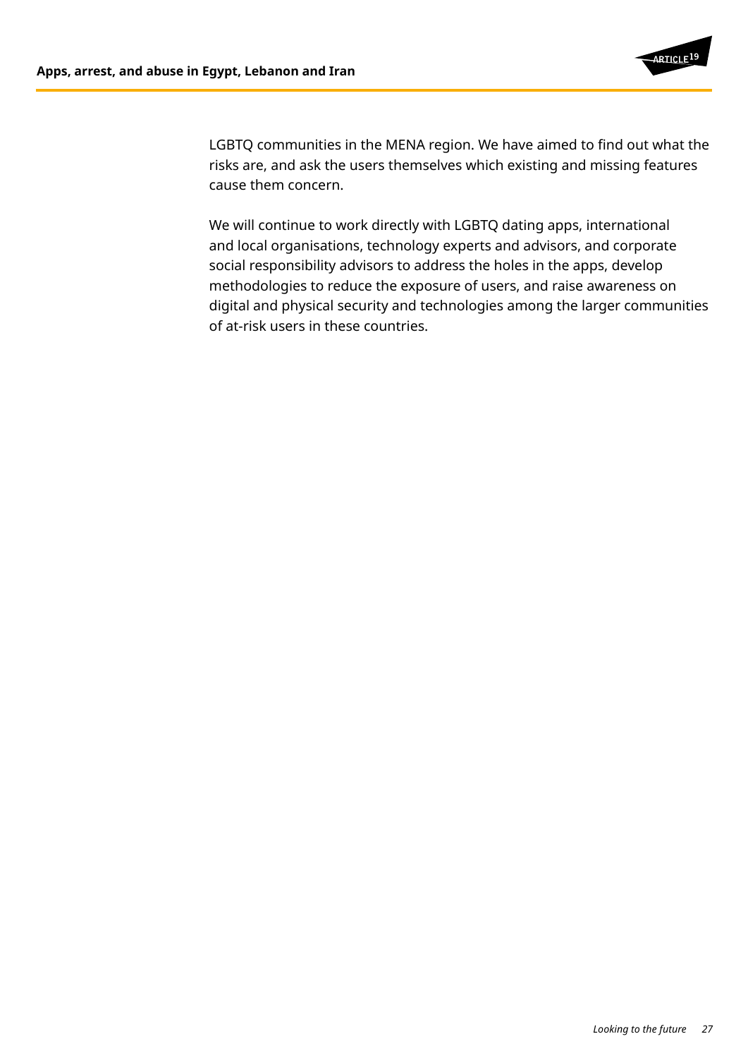LGBTQ communities in the MENA region. We have aimed to find out what the risks are, and ask the users themselves which existing and missing features cause them concern.

We will continue to work directly with LGBTQ dating apps, international and local organisations, technology experts and advisors, and corporate social responsibility advisors to address the holes in the apps, develop methodologies to reduce the exposure of users, and raise awareness on digital and physical security and technologies among the larger communities of at-risk users in these countries.